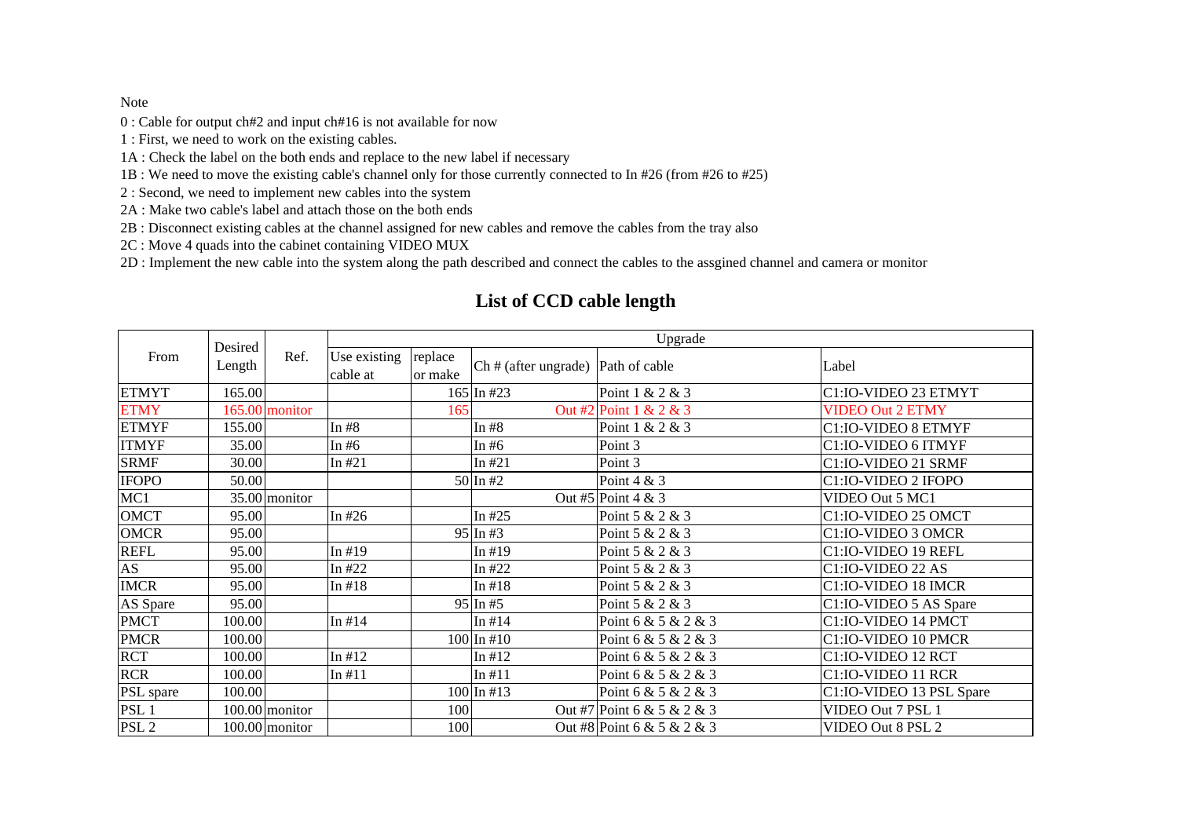Note

0 : Cable for output ch#2 and input ch#16 is not available for now

1 : First, we need to work on the existing cables.

1A : Check the label on the both ends and replace to the new label if necessary

1B : We need to move the existing cable's channel only for those currently connected to In #26 (from #26 to #25)

2 : Second, we need to implement new cables into the system

2A : Make two cable's label and attach those on the both ends

2B : Disconnect existing cables at the channel assigned for new cables and remove the cables from the tray also

2C : Move 4 quads into the cabinet containing VIDEO MUX

2D : Implement the new cable into the system along the path described and connect the cables to the assgined channel and camera or monitor

## List of CCD cable length

| From | Desired Length | Ref. | Upgrade | | | | |
|---|---|---|---|---|---|---|---|
| | | | Use existing cable at | replace or make | Ch # (after ungrade) | Path of cable | Label |
| ETMYT | 165.00 | | | 165 | In #23 | Point 1 & 2 & 3 | C1:IO-VIDEO 23 ETMYT |
| ETMY | 165.00 | monitor | | 165 | Out #2 | Point 1 & 2 & 3 | VIDEO Out 2 ETMY |
| ETMYF | 155.00 | | In #8 | | In #8 | Point 1 & 2 & 3 | C1:IO-VIDEO 8 ETMYF |
| ITMYF | 35.00 | | In #6 | | In #6 | Point 3 | C1:IO-VIDEO 6 ITMYF |
| SRMF | 30.00 | | In #21 | | In #21 | Point 3 | C1:IO-VIDEO 21 SRMF |
| IFOPO | 50.00 | | | 50 | In #2 | Point 4 & 3 | C1:IO-VIDEO 2 IFOPO |
| MC1 | 35.00 | monitor | | | Out #5 | Point 4 & 3 | VIDEO Out 5 MC1 |
| OMCT | 95.00 | | In #26 | | In #25 | Point 5 & 2 & 3 | C1:IO-VIDEO 25 OMCT |
| OMCR | 95.00 | | | 95 | In #3 | Point 5 & 2 & 3 | C1:IO-VIDEO 3 OMCR |
| REFL | 95.00 | | In #19 | | In #19 | Point 5 & 2 & 3 | C1:IO-VIDEO 19 REFL |
| AS | 95.00 | | In #22 | | In #22 | Point 5 & 2 & 3 | C1:IO-VIDEO 22 AS |
| IMCR | 95.00 | | In #18 | | In #18 | Point 5 & 2 & 3 | C1:IO-VIDEO 18 IMCR |
| AS Spare | 95.00 | | | 95 | In #5 | Point 5 & 2 & 3 | C1:IO-VIDEO 5 AS Spare |
| PMCT | 100.00 | | In #14 | | In #14 | Point 6 & 5 & 2 & 3 | C1:IO-VIDEO 14 PMCT |
| PMCR | 100.00 | | | 100 | In #10 | Point 6 & 5 & 2 & 3 | C1:IO-VIDEO 10 PMCR |
| RCT | 100.00 | | In #12 | | In #12 | Point 6 & 5 & 2 & 3 | C1:IO-VIDEO 12 RCT |
| RCR | 100.00 | | In #11 | | In #11 | Point 6 & 5 & 2 & 3 | C1:IO-VIDEO 11 RCR |
| PSL spare | 100.00 | | | 100 | In #13 | Point 6 & 5 & 2 & 3 | C1:IO-VIDEO 13 PSL Spare |
| PSL 1 | 100.00 | monitor | | 100 | Out #7 | Point 6 & 5 & 2 & 3 | VIDEO Out 7 PSL 1 |
| PSL 2 | 100.00 | monitor | | 100 | Out #8 | Point 6 & 5 & 2 & 3 | VIDEO Out 8 PSL 2 |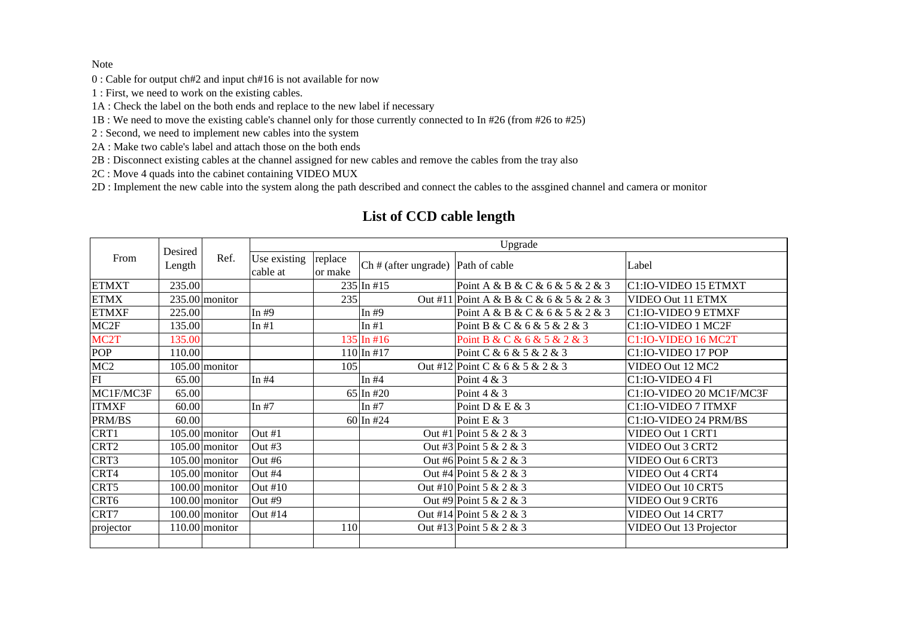Note

0 : Cable for output ch#2 and input ch#16 is not available for now

1 : First, we need to work on the existing cables.

1A : Check the label on the both ends and replace to the new label if necessary

1B : We need to move the existing cable's channel only for those currently connected to In #26 (from #26 to #25)

2 : Second, we need to implement new cables into the system

2A : Make two cable's label and attach those on the both ends

2B : Disconnect existing cables at the channel assigned for new cables and remove the cables from the tray also

2C : Move 4 quads into the cabinet containing VIDEO MUX

2D : Implement the new cable into the system along the path described and connect the cables to the assgined channel and camera or monitor

## List of CCD cable length

| From | Desired Length | Ref. | Upgrade | | | | |
|---|---|---|---|---|---|---|---|
| | | | Use existing cable at | replace or make | Ch # (after ungrade) | Path of cable | Label |
| ETMXT | 235.00 | | | 235 | In #15 | Point A & B & C & 6 & 5 & 2 & 3 | C1:IO-VIDEO 15 ETMXT |
| ETMX | 235.00 | monitor | | 235 | Out #11 | Point A & B & C & 6 & 5 & 2 & 3 | VIDEO Out 11 ETMX |
| ETMXF | 225.00 | | In #9 | | In #9 | Point A & B & C & 6 & 5 & 2 & 3 | C1:IO-VIDEO 9 ETMXF |
| MC2F | 135.00 | | In #1 | | In #1 | Point B & C & 6 & 5 & 2 & 3 | C1:IO-VIDEO 1 MC2F |
| MC2T | 135.00 | | | 135 | In #16 | Point B & C & 6 & 5 & 2 & 3 | C1:IO-VIDEO 16 MC2T |
| POP | 110.00 | | | 110 | In #17 | Point C & 6 & 5 & 2 & 3 | C1:IO-VIDEO 17 POP |
| MC2 | 105.00 | monitor | | 105 | Out #12 | Point C & 6 & 5 & 2 & 3 | VIDEO Out 12 MC2 |
| FI | 65.00 | | In #4 | | In #4 | Point 4 & 3 | C1:IO-VIDEO 4 Fl |
| MC1F/MC3F | 65.00 | | | 65 | In #20 | Point 4 & 3 | C1:IO-VIDEO 20 MC1F/MC3F |
| ITMXF | 60.00 | | In #7 | | In #7 | Point D & E & 3 | C1:IO-VIDEO 7 ITMXF |
| PRM/BS | 60.00 | | | 60 | In #24 | Point E & 3 | C1:IO-VIDEO 24 PRM/BS |
| CRT1 | 105.00 | monitor | Out #1 | | Out #1 | Point 5 & 2 & 3 | VIDEO Out 1 CRT1 |
| CRT2 | 105.00 | monitor | Out #3 | | Out #3 | Point 5 & 2 & 3 | VIDEO Out 3 CRT2 |
| CRT3 | 105.00 | monitor | Out #6 | | Out #6 | Point 5 & 2 & 3 | VIDEO Out 6 CRT3 |
| CRT4 | 105.00 | monitor | Out #4 | | Out #4 | Point 5 & 2 & 3 | VIDEO Out 4 CRT4 |
| CRT5 | 100.00 | monitor | Out #10 | | Out #10 | Point 5 & 2 & 3 | VIDEO Out 10 CRT5 |
| CRT6 | 100.00 | monitor | Out #9 | | Out #9 | Point 5 & 2 & 3 | VIDEO Out 9 CRT6 |
| CRT7 | 100.00 | monitor | Out #14 | | Out #14 | Point 5 & 2 & 3 | VIDEO Out 14 CRT7 |
| projector | 110.00 | monitor | | 110 | Out #13 | Point 5 & 2 & 3 | VIDEO Out 13 Projector |
| | | | | | | | |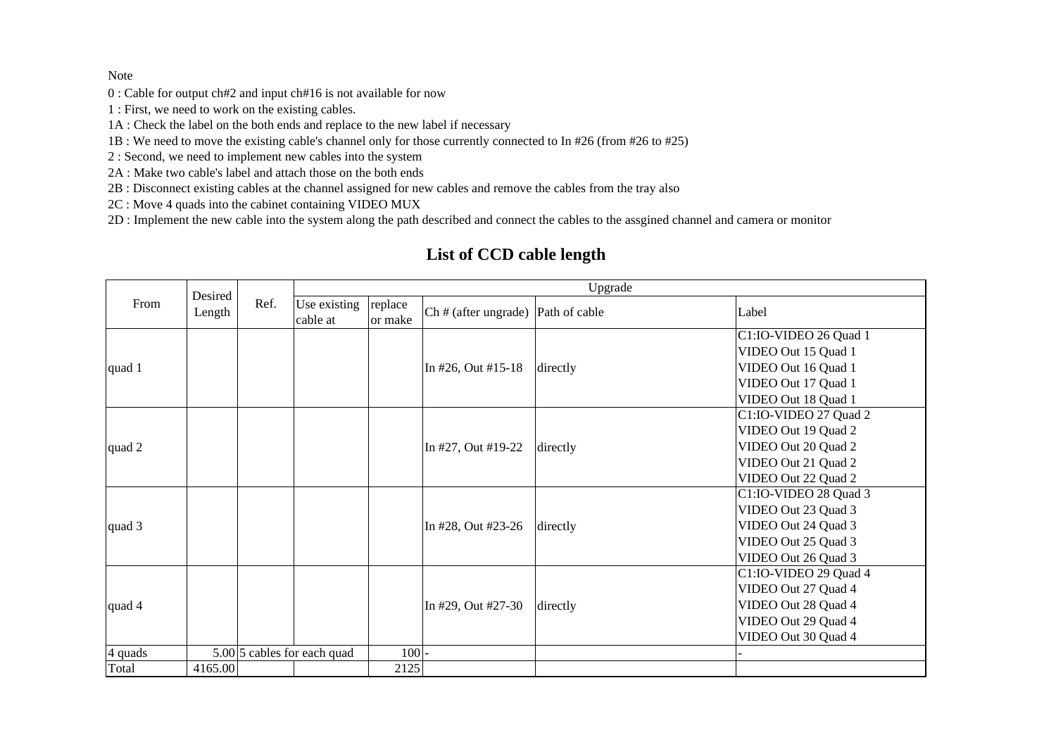Note

0 : Cable for output ch#2 and input ch#16 is not available for now

1 : First, we need to work on the existing cables.

1A : Check the label on the both ends and replace to the new label if necessary

1B : We need to move the existing cable's channel only for those currently connected to In #26 (from #26 to #25)

2 : Second, we need to implement new cables into the system

2A : Make two cable's label and attach those on the both ends

2B : Disconnect existing cables at the channel assigned for new cables and remove the cables from the tray also

2C : Move 4 quads into the cabinet containing VIDEO MUX

2D : Implement the new cable into the system along the path described and connect the cables to the assgined channel and camera or monitor

## List of CCD cable length

| From | Desired Length | Ref. | Upgrade | | | | |
|---|---|---|---|---|---|---|---|
| | | | Use existing cable at | replace or make | Ch # (after ungrade) | Path of cable | Label |
| quad 1 | | | | | In #26, Out #15-18 | directly | C1:IO-VIDEO 26 Quad 1<br>VIDEO Out 15 Quad 1<br>VIDEO Out 16 Quad 1<br>VIDEO Out 17 Quad 1<br>VIDEO Out 18 Quad 1 |
| quad 2 | | | | | In #27, Out #19-22 | directly | C1:IO-VIDEO 27 Quad 2<br>VIDEO Out 19 Quad 2<br>VIDEO Out 20 Quad 2<br>VIDEO Out 21 Quad 2<br>VIDEO Out 22 Quad 2 |
| quad 3 | | | | | In #28, Out #23-26 | directly | C1:IO-VIDEO 28 Quad 3<br>VIDEO Out 23 Quad 3<br>VIDEO Out 24 Quad 3<br>VIDEO Out 25 Quad 3<br>VIDEO Out 26 Quad 3 |
| quad 4 | | | | | In #29, Out #27-30 | directly | C1:IO-VIDEO 29 Quad 4<br>VIDEO Out 27 Quad 4<br>VIDEO Out 28 Quad 4<br>VIDEO Out 29 Quad 4<br>VIDEO Out 30 Quad 4 |
| 4 quads | 5.00 | 5 cables for each quad | | 100 | - | | - |
| Total | 4165.00 | | | 2125 | | | |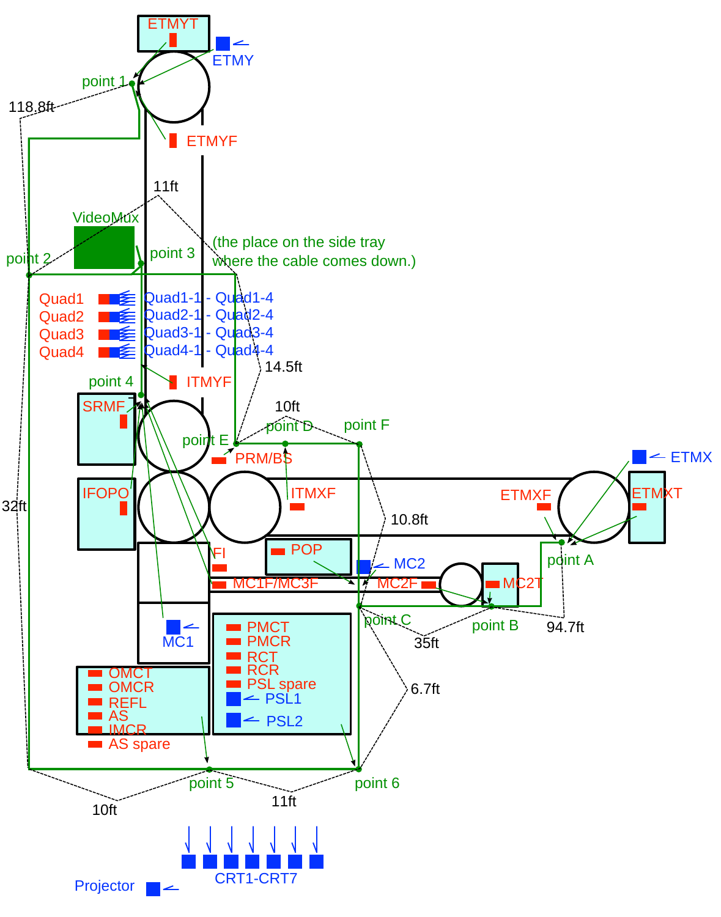ETMYT

ETMY

point 1

118.8ft

ETMYF

11ft

VideoMux

point 2

point 3

(the place on the side tray where the cable comes down.)

Quad1
Quad2
Quad3
Quad4

Quad1-1 - Quad1-4
Quad2-1 - Quad2-4
Quad3-1 - Quad3-4
Quad4-1 - Quad4-4

14.5ft

point 4

ITMYF

SRMF

10ft

point D

point F

point E

PRM/BS

ETMX

32ft

IFOPO

ITMXF

ETMXF

ETMXT

10.8ft

point A

FI

POP

MC2

MC1F/MC3F

MC2F

MC2T

point C

point B

94.7ft

35ft

MC1

PMCT
PMCR
RCT
RCR
PSL spare
PSL1
PSL2

6.7ft

OMCT
OMCR
REFL
AS
IMCR
AS spare

point 5

point 6

10ft

11ft

Projector

CRT1-CRT7